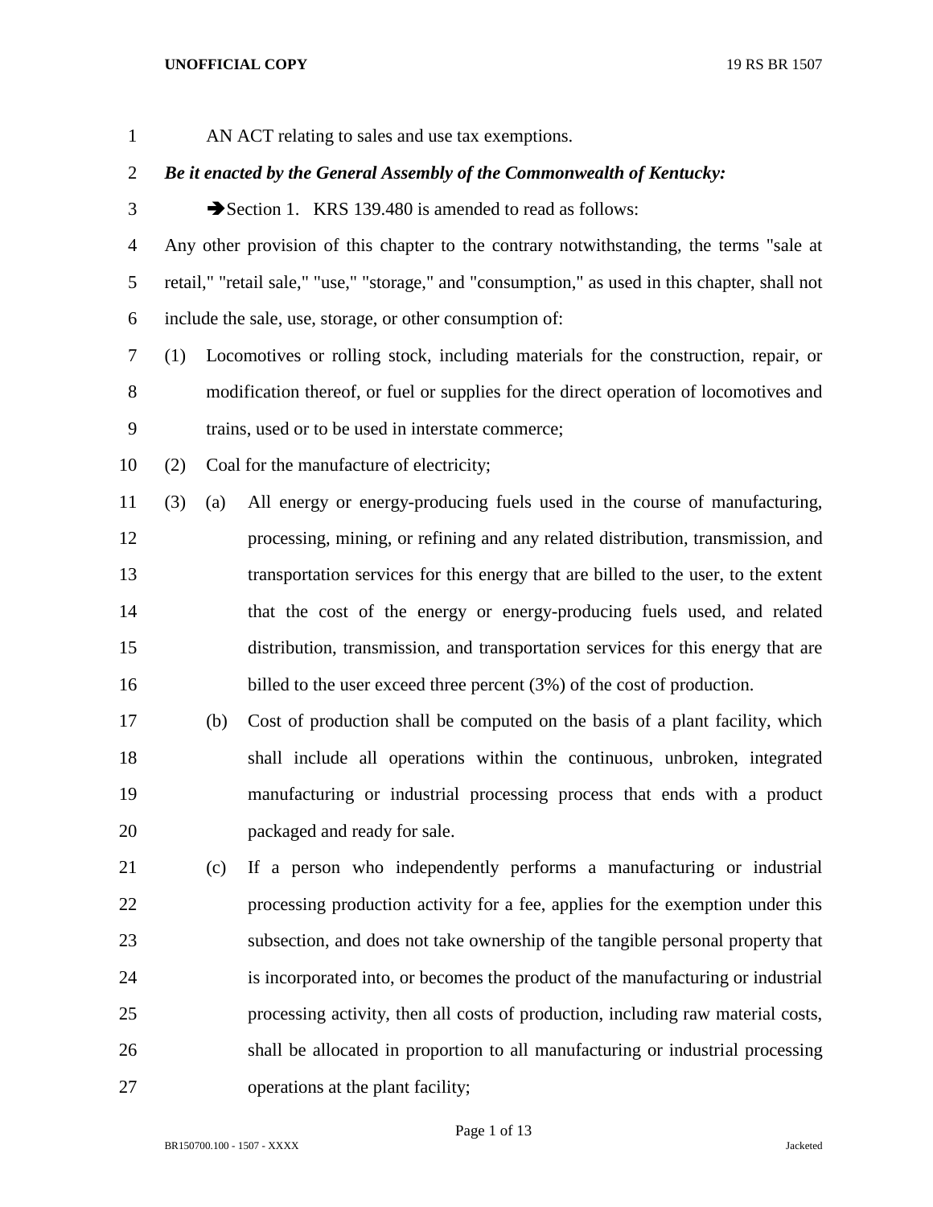AN ACT relating to sales and use tax exemptions.

***Be it enacted by the General Assembly of the Commonwealth of Kentucky:***

➔Section 1. KRS 139.480 is amended to read as follows:

Any other provision of this chapter to the contrary notwithstanding, the terms "sale at retail," "retail sale," "use," "storage," and "consumption," as used in this chapter, shall not include the sale, use, storage, or other consumption of:

(1) Locomotives or rolling stock, including materials for the construction, repair, or modification thereof, or fuel or supplies for the direct operation of locomotives and trains, used or to be used in interstate commerce;

(2) Coal for the manufacture of electricity;

(3) (a) All energy or energy-producing fuels used in the course of manufacturing, processing, mining, or refining and any related distribution, transmission, and transportation services for this energy that are billed to the user, to the extent that the cost of the energy or energy-producing fuels used, and related distribution, transmission, and transportation services for this energy that are billed to the user exceed three percent (3%) of the cost of production.

(b) Cost of production shall be computed on the basis of a plant facility, which shall include all operations within the continuous, unbroken, integrated manufacturing or industrial processing process that ends with a product packaged and ready for sale.

(c) If a person who independently performs a manufacturing or industrial processing production activity for a fee, applies for the exemption under this subsection, and does not take ownership of the tangible personal property that is incorporated into, or becomes the product of the manufacturing or industrial processing activity, then all costs of production, including raw material costs, shall be allocated in proportion to all manufacturing or industrial processing operations at the plant facility;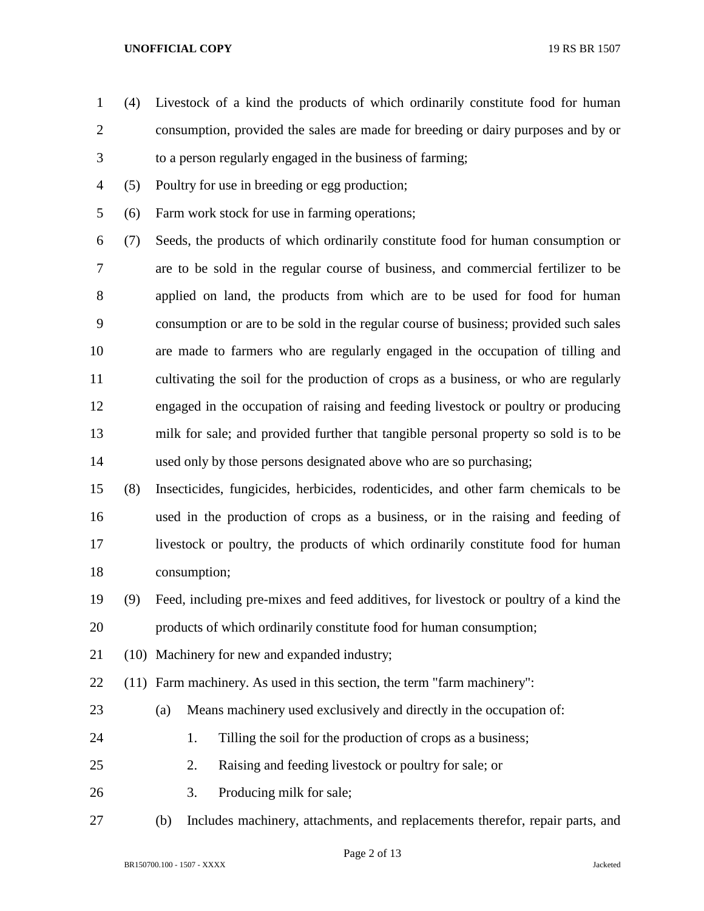(4) Livestock of a kind the products of which ordinarily constitute food for human consumption, provided the sales are made for breeding or dairy purposes and by or to a person regularly engaged in the business of farming;

(5) Poultry for use in breeding or egg production;

(6) Farm work stock for use in farming operations;

(7) Seeds, the products of which ordinarily constitute food for human consumption or are to be sold in the regular course of business, and commercial fertilizer to be applied on land, the products from which are to be used for food for human consumption or are to be sold in the regular course of business; provided such sales are made to farmers who are regularly engaged in the occupation of tilling and cultivating the soil for the production of crops as a business, or who are regularly engaged in the occupation of raising and feeding livestock or poultry or producing milk for sale; and provided further that tangible personal property so sold is to be used only by those persons designated above who are so purchasing;

(8) Insecticides, fungicides, herbicides, rodenticides, and other farm chemicals to be used in the production of crops as a business, or in the raising and feeding of livestock or poultry, the products of which ordinarily constitute food for human consumption;

(9) Feed, including pre-mixes and feed additives, for livestock or poultry of a kind the products of which ordinarily constitute food for human consumption;

(10) Machinery for new and expanded industry;

(11) Farm machinery. As used in this section, the term "farm machinery":

(a) Means machinery used exclusively and directly in the occupation of:

1. Tilling the soil for the production of crops as a business;

2. Raising and feeding livestock or poultry for sale; or

3. Producing milk for sale;

(b) Includes machinery, attachments, and replacements therefor, repair parts, and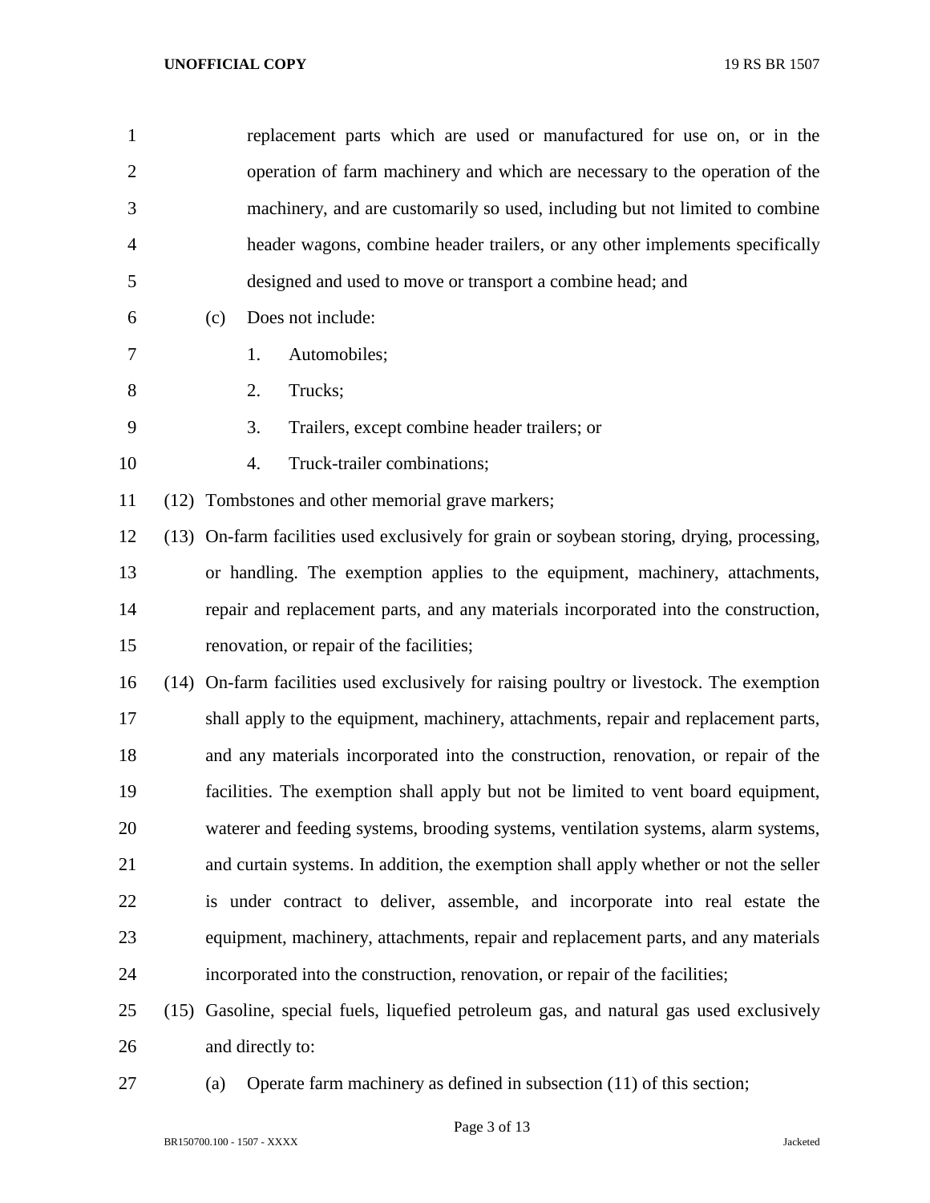replacement parts which are used or manufactured for use on, or in the operation of farm machinery and which are necessary to the operation of the machinery, and are customarily so used, including but not limited to combine header wagons, combine header trailers, or any other implements specifically designed and used to move or transport a combine head; and

(c) Does not include:

1. Automobiles;
2. Trucks;
3. Trailers, except combine header trailers; or
4. Truck-trailer combinations;

(12) Tombstones and other memorial grave markers;

(13) On-farm facilities used exclusively for grain or soybean storing, drying, processing, or handling. The exemption applies to the equipment, machinery, attachments, repair and replacement parts, and any materials incorporated into the construction, renovation, or repair of the facilities;

(14) On-farm facilities used exclusively for raising poultry or livestock. The exemption shall apply to the equipment, machinery, attachments, repair and replacement parts, and any materials incorporated into the construction, renovation, or repair of the facilities. The exemption shall apply but not be limited to vent board equipment, waterer and feeding systems, brooding systems, ventilation systems, alarm systems, and curtain systems. In addition, the exemption shall apply whether or not the seller is under contract to deliver, assemble, and incorporate into real estate the equipment, machinery, attachments, repair and replacement parts, and any materials incorporated into the construction, renovation, or repair of the facilities;

(15) Gasoline, special fuels, liquefied petroleum gas, and natural gas used exclusively and directly to:

(a) Operate farm machinery as defined in subsection (11) of this section;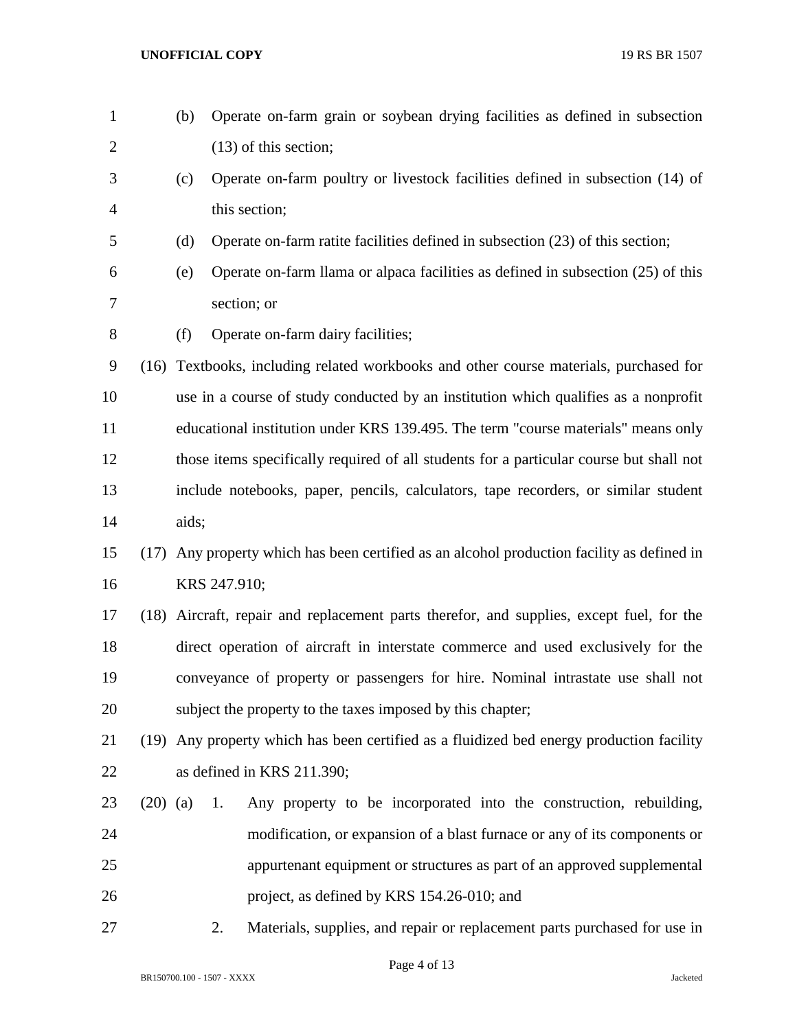(b) Operate on-farm grain or soybean drying facilities as defined in subsection (13) of this section;

(c) Operate on-farm poultry or livestock facilities defined in subsection (14) of this section;

(d) Operate on-farm ratite facilities defined in subsection (23) of this section;

(e) Operate on-farm llama or alpaca facilities as defined in subsection (25) of this section; or

(f) Operate on-farm dairy facilities;

(16) Textbooks, including related workbooks and other course materials, purchased for use in a course of study conducted by an institution which qualifies as a nonprofit educational institution under KRS 139.495. The term "course materials" means only those items specifically required of all students for a particular course but shall not include notebooks, paper, pencils, calculators, tape recorders, or similar student aids;

(17) Any property which has been certified as an alcohol production facility as defined in KRS 247.910;

(18) Aircraft, repair and replacement parts therefor, and supplies, except fuel, for the direct operation of aircraft in interstate commerce and used exclusively for the conveyance of property or passengers for hire. Nominal intrastate use shall not subject the property to the taxes imposed by this chapter;

(19) Any property which has been certified as a fluidized bed energy production facility as defined in KRS 211.390;

(20) (a) 1. Any property to be incorporated into the construction, rebuilding, modification, or expansion of a blast furnace or any of its components or appurtenant equipment or structures as part of an approved supplemental project, as defined by KRS 154.26-010; and

2. Materials, supplies, and repair or replacement parts purchased for use in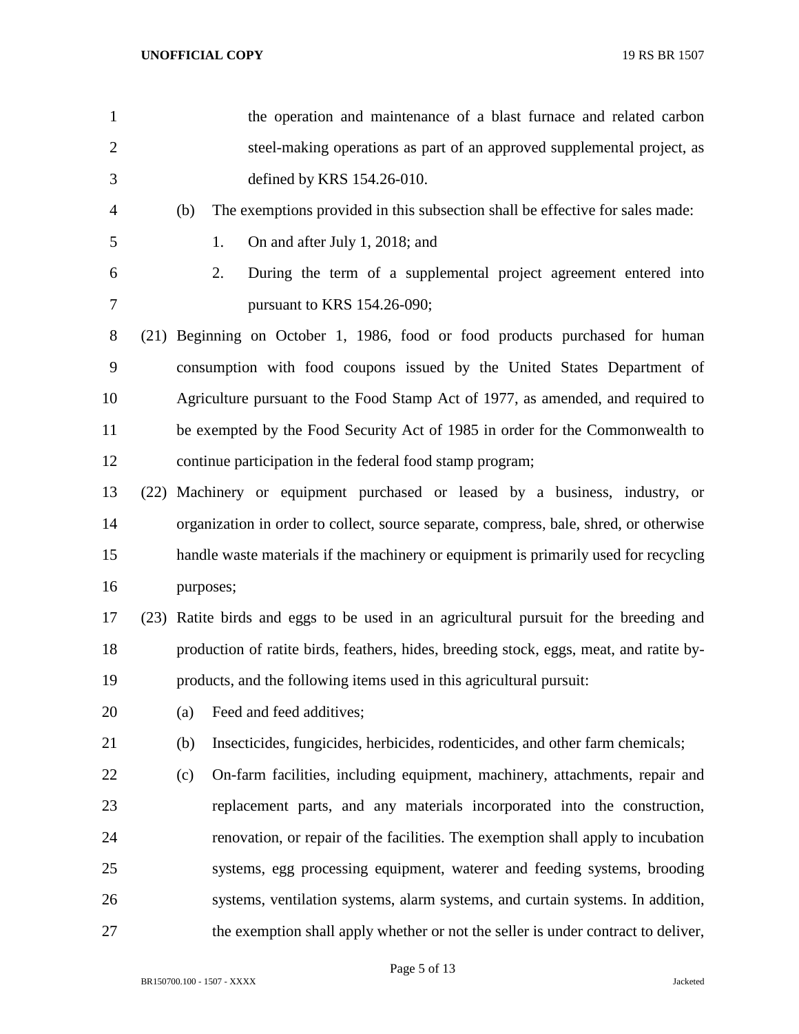the operation and maintenance of a blast furnace and related carbon steel-making operations as part of an approved supplemental project, as defined by KRS 154.26-010.

(b) The exemptions provided in this subsection shall be effective for sales made:

1. On and after July 1, 2018; and

2. During the term of a supplemental project agreement entered into pursuant to KRS 154.26-090;

(21) Beginning on October 1, 1986, food or food products purchased for human consumption with food coupons issued by the United States Department of Agriculture pursuant to the Food Stamp Act of 1977, as amended, and required to be exempted by the Food Security Act of 1985 in order for the Commonwealth to continue participation in the federal food stamp program;

(22) Machinery or equipment purchased or leased by a business, industry, or organization in order to collect, source separate, compress, bale, shred, or otherwise handle waste materials if the machinery or equipment is primarily used for recycling purposes;

(23) Ratite birds and eggs to be used in an agricultural pursuit for the breeding and production of ratite birds, feathers, hides, breeding stock, eggs, meat, and ratite by-products, and the following items used in this agricultural pursuit:

(a) Feed and feed additives;

(b) Insecticides, fungicides, herbicides, rodenticides, and other farm chemicals;

(c) On-farm facilities, including equipment, machinery, attachments, repair and replacement parts, and any materials incorporated into the construction, renovation, or repair of the facilities. The exemption shall apply to incubation systems, egg processing equipment, waterer and feeding systems, brooding systems, ventilation systems, alarm systems, and curtain systems. In addition, the exemption shall apply whether or not the seller is under contract to deliver,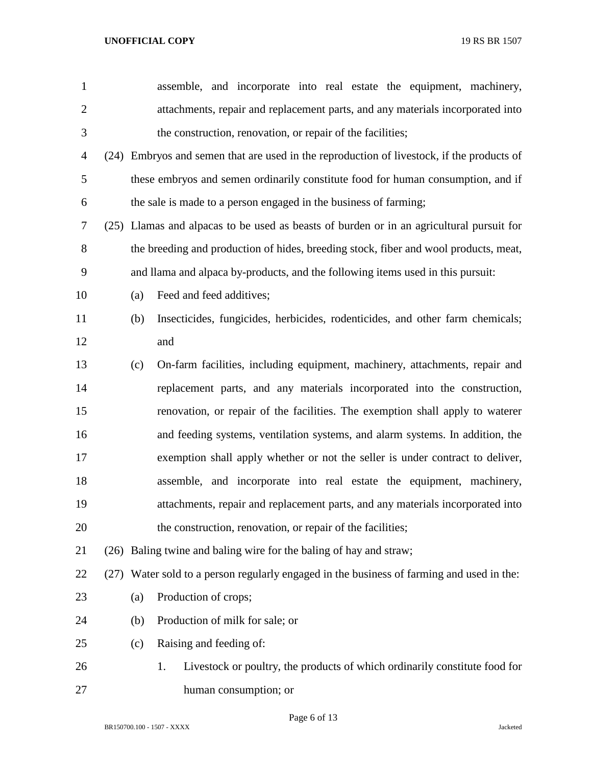assemble, and incorporate into real estate the equipment, machinery, attachments, repair and replacement parts, and any materials incorporated into the construction, renovation, or repair of the facilities;

(24) Embryos and semen that are used in the reproduction of livestock, if the products of these embryos and semen ordinarily constitute food for human consumption, and if the sale is made to a person engaged in the business of farming;

(25) Llamas and alpacas to be used as beasts of burden or in an agricultural pursuit for the breeding and production of hides, breeding stock, fiber and wool products, meat, and llama and alpaca by-products, and the following items used in this pursuit:

(a) Feed and feed additives;

(b) Insecticides, fungicides, herbicides, rodenticides, and other farm chemicals; and

(c) On-farm facilities, including equipment, machinery, attachments, repair and replacement parts, and any materials incorporated into the construction, renovation, or repair of the facilities. The exemption shall apply to waterer and feeding systems, ventilation systems, and alarm systems. In addition, the exemption shall apply whether or not the seller is under contract to deliver, assemble, and incorporate into real estate the equipment, machinery, attachments, repair and replacement parts, and any materials incorporated into the construction, renovation, or repair of the facilities;

(26) Baling twine and baling wire for the baling of hay and straw;

(27) Water sold to a person regularly engaged in the business of farming and used in the:

(a) Production of crops;

(b) Production of milk for sale; or

(c) Raising and feeding of:

1. Livestock or poultry, the products of which ordinarily constitute food for human consumption; or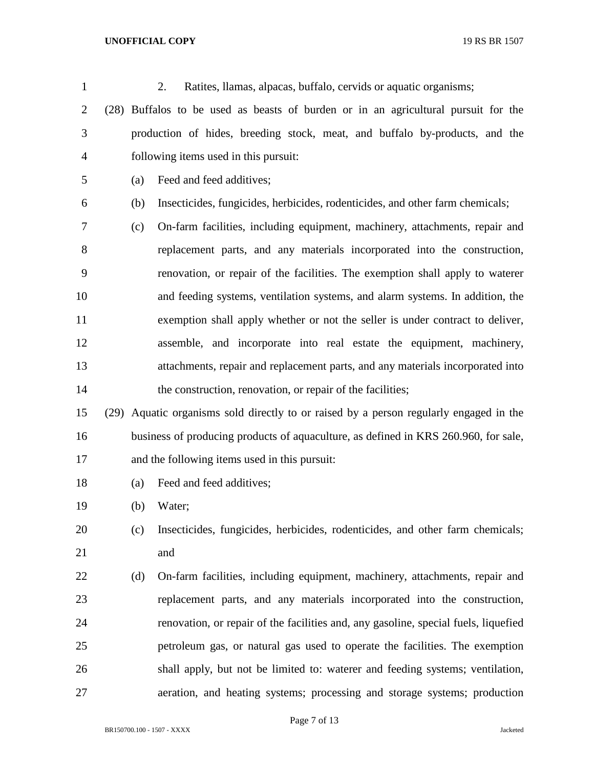2. Ratites, llamas, alpacas, buffalo, cervids or aquatic organisms;

(28) Buffalos to be used as beasts of burden or in an agricultural pursuit for the production of hides, breeding stock, meat, and buffalo by-products, and the following items used in this pursuit:

(a) Feed and feed additives;

(b) Insecticides, fungicides, herbicides, rodenticides, and other farm chemicals;

(c) On-farm facilities, including equipment, machinery, attachments, repair and replacement parts, and any materials incorporated into the construction, renovation, or repair of the facilities. The exemption shall apply to waterer and feeding systems, ventilation systems, and alarm systems. In addition, the exemption shall apply whether or not the seller is under contract to deliver, assemble, and incorporate into real estate the equipment, machinery, attachments, repair and replacement parts, and any materials incorporated into the construction, renovation, or repair of the facilities;

(29) Aquatic organisms sold directly to or raised by a person regularly engaged in the business of producing products of aquaculture, as defined in KRS 260.960, for sale, and the following items used in this pursuit:

(a) Feed and feed additives;

(b) Water;

(c) Insecticides, fungicides, herbicides, rodenticides, and other farm chemicals; and

(d) On-farm facilities, including equipment, machinery, attachments, repair and replacement parts, and any materials incorporated into the construction, renovation, or repair of the facilities and, any gasoline, special fuels, liquefied petroleum gas, or natural gas used to operate the facilities. The exemption shall apply, but not be limited to: waterer and feeding systems; ventilation, aeration, and heating systems; processing and storage systems; production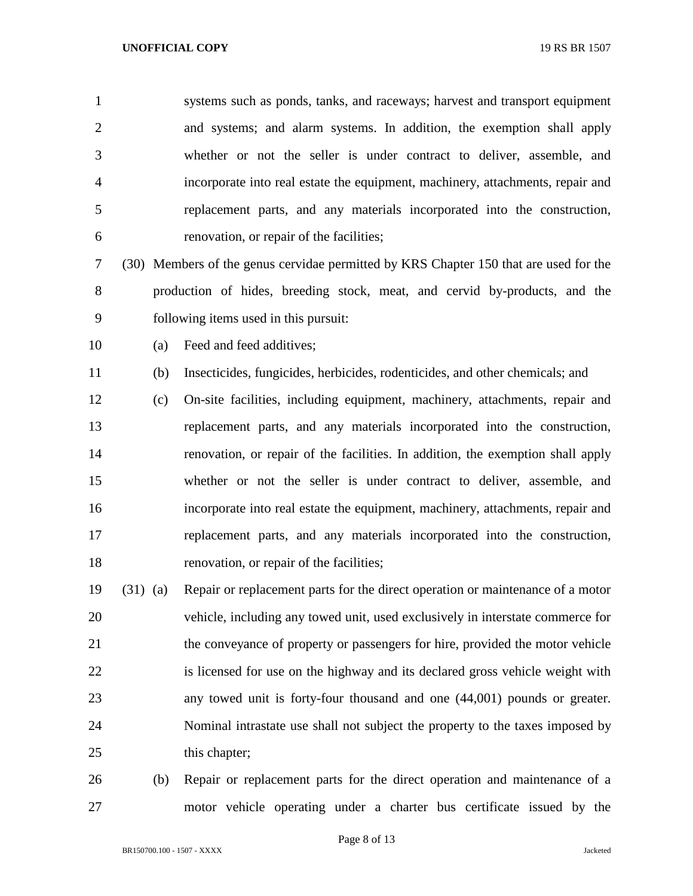systems such as ponds, tanks, and raceways; harvest and transport equipment and systems; and alarm systems. In addition, the exemption shall apply whether or not the seller is under contract to deliver, assemble, and incorporate into real estate the equipment, machinery, attachments, repair and replacement parts, and any materials incorporated into the construction, renovation, or repair of the facilities;

(30) Members of the genus cervidae permitted by KRS Chapter 150 that are used for the production of hides, breeding stock, meat, and cervid by-products, and the following items used in this pursuit:

(a) Feed and feed additives;

(b) Insecticides, fungicides, herbicides, rodenticides, and other chemicals; and

(c) On-site facilities, including equipment, machinery, attachments, repair and replacement parts, and any materials incorporated into the construction, renovation, or repair of the facilities. In addition, the exemption shall apply whether or not the seller is under contract to deliver, assemble, and incorporate into real estate the equipment, machinery, attachments, repair and replacement parts, and any materials incorporated into the construction, renovation, or repair of the facilities;

(31) (a) Repair or replacement parts for the direct operation or maintenance of a motor vehicle, including any towed unit, used exclusively in interstate commerce for the conveyance of property or passengers for hire, provided the motor vehicle is licensed for use on the highway and its declared gross vehicle weight with any towed unit is forty-four thousand and one (44,001) pounds or greater. Nominal intrastate use shall not subject the property to the taxes imposed by this chapter;

(b) Repair or replacement parts for the direct operation and maintenance of a motor vehicle operating under a charter bus certificate issued by the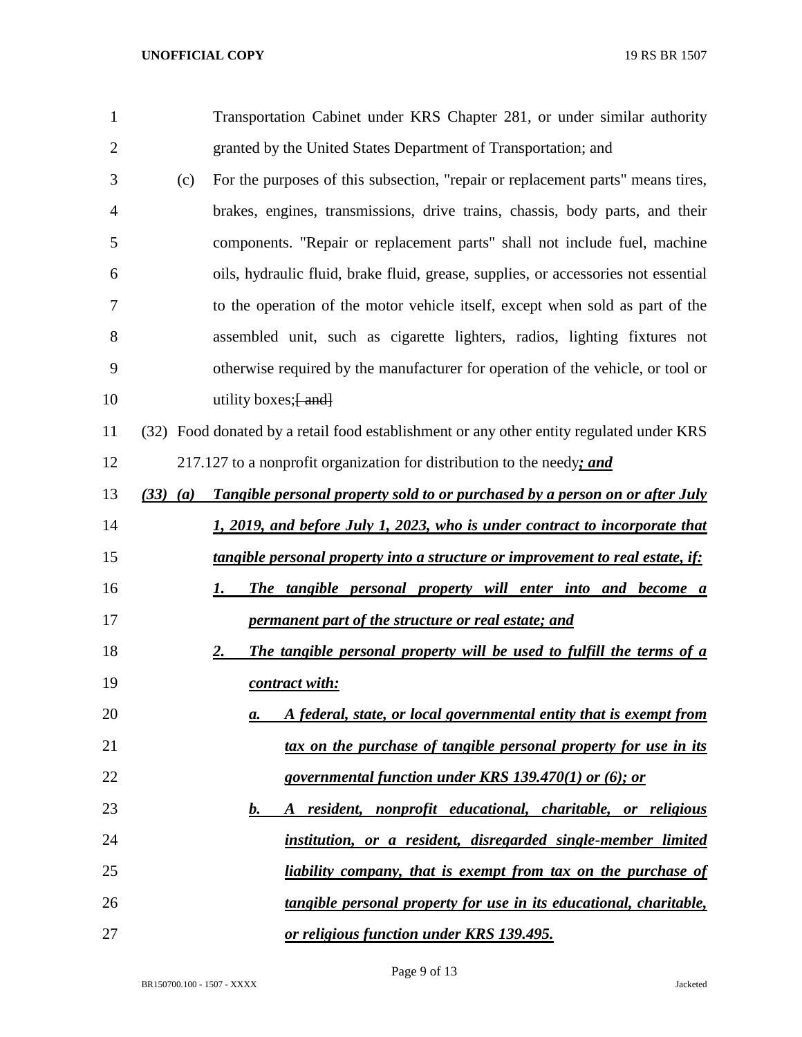Transportation Cabinet under KRS Chapter 281, or under similar authority granted by the United States Department of Transportation; and

(c) For the purposes of this subsection, "repair or replacement parts" means tires, brakes, engines, transmissions, drive trains, chassis, body parts, and their components. "Repair or replacement parts" shall not include fuel, machine oils, hydraulic fluid, brake fluid, grease, supplies, or accessories not essential to the operation of the motor vehicle itself, except when sold as part of the assembled unit, such as cigarette lighters, radios, lighting fixtures not otherwise required by the manufacturer for operation of the vehicle, or tool or utility boxes;~~[ and]~~

(32) Food donated by a retail food establishment or any other entity regulated under KRS 217.127 to a nonprofit organization for distribution to the needy***; and***

***(33) (a) Tangible personal property sold to or purchased by a person on or after July 1, 2019, and before July 1, 2023, who is under contract to incorporate that tangible personal property into a structure or improvement to real estate, if:***

***1. The tangible personal property will enter into and become a permanent part of the structure or real estate; and***

***2. The tangible personal property will be used to fulfill the terms of a contract with:***

***a. A federal, state, or local governmental entity that is exempt from tax on the purchase of tangible personal property for use in its governmental function under KRS 139.470(1) or (6); or***

***b. A resident, nonprofit educational, charitable, or religious institution, or a resident, disregarded single-member limited liability company, that is exempt from tax on the purchase of tangible personal property for use in its educational, charitable, or religious function under KRS 139.495.***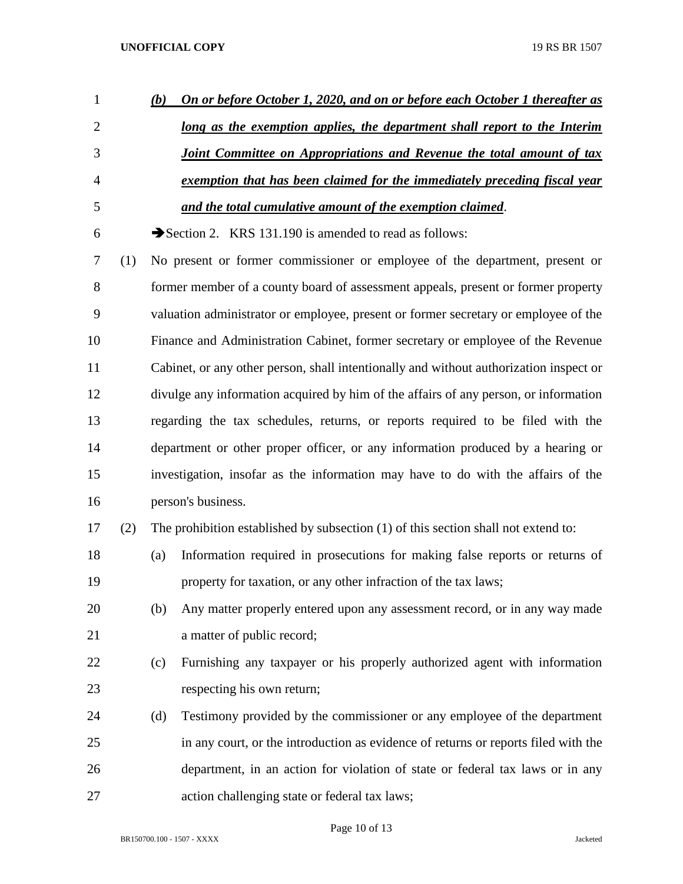***(b) On or before October 1, 2020, and on or before each October 1 thereafter as long as the exemption applies, the department shall report to the Interim Joint Committee on Appropriations and Revenue the total amount of tax exemption that has been claimed for the immediately preceding fiscal year and the total cumulative amount of the exemption claimed***.

➔Section 2. KRS 131.190 is amended to read as follows:

(1) No present or former commissioner or employee of the department, present or former member of a county board of assessment appeals, present or former property valuation administrator or employee, present or former secretary or employee of the Finance and Administration Cabinet, former secretary or employee of the Revenue Cabinet, or any other person, shall intentionally and without authorization inspect or divulge any information acquired by him of the affairs of any person, or information regarding the tax schedules, returns, or reports required to be filed with the department or other proper officer, or any information produced by a hearing or investigation, insofar as the information may have to do with the affairs of the person's business.

(2) The prohibition established by subsection (1) of this section shall not extend to:

(a) Information required in prosecutions for making false reports or returns of property for taxation, or any other infraction of the tax laws;

(b) Any matter properly entered upon any assessment record, or in any way made a matter of public record;

(c) Furnishing any taxpayer or his properly authorized agent with information respecting his own return;

(d) Testimony provided by the commissioner or any employee of the department in any court, or the introduction as evidence of returns or reports filed with the department, in an action for violation of state or federal tax laws or in any action challenging state or federal tax laws;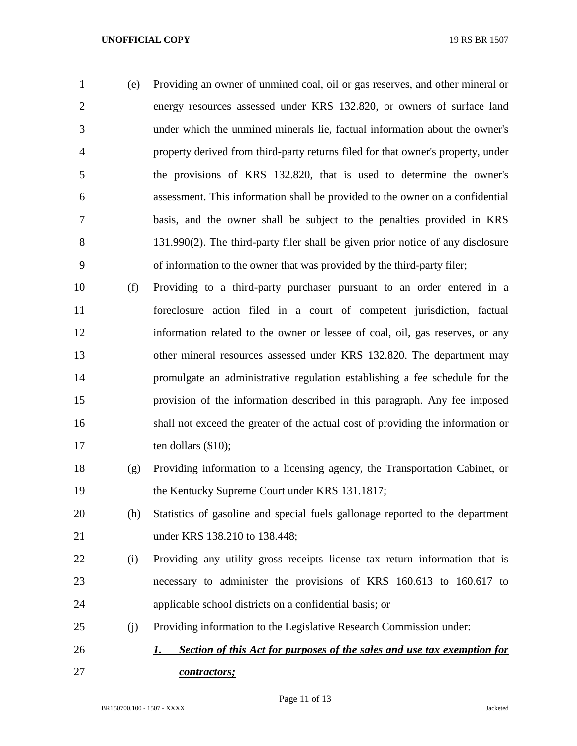(e) Providing an owner of unmined coal, oil or gas reserves, and other mineral or energy resources assessed under KRS 132.820, or owners of surface land under which the unmined minerals lie, factual information about the owner's property derived from third-party returns filed for that owner's property, under the provisions of KRS 132.820, that is used to determine the owner's assessment. This information shall be provided to the owner on a confidential basis, and the owner shall be subject to the penalties provided in KRS 131.990(2). The third-party filer shall be given prior notice of any disclosure of information to the owner that was provided by the third-party filer;

(f) Providing to a third-party purchaser pursuant to an order entered in a foreclosure action filed in a court of competent jurisdiction, factual information related to the owner or lessee of coal, oil, gas reserves, or any other mineral resources assessed under KRS 132.820. The department may promulgate an administrative regulation establishing a fee schedule for the provision of the information described in this paragraph. Any fee imposed shall not exceed the greater of the actual cost of providing the information or ten dollars ($10);

(g) Providing information to a licensing agency, the Transportation Cabinet, or the Kentucky Supreme Court under KRS 131.1817;

(h) Statistics of gasoline and special fuels gallonage reported to the department under KRS 138.210 to 138.448;

(i) Providing any utility gross receipts license tax return information that is necessary to administer the provisions of KRS 160.613 to 160.617 to applicable school districts on a confidential basis; or

(j) Providing information to the Legislative Research Commission under:

***1. Section of this Act for purposes of the sales and use tax exemption for contractors;***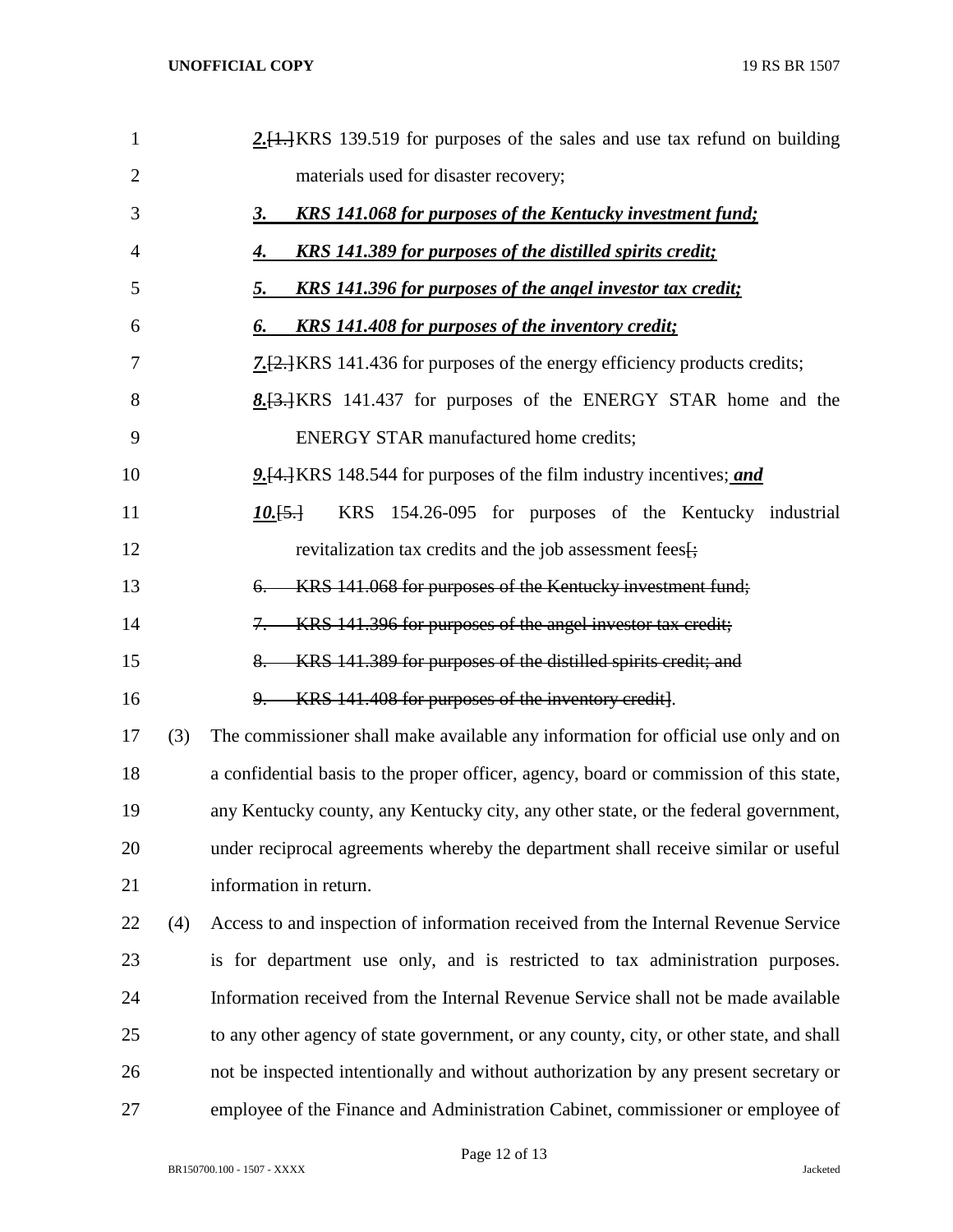2.[1.]KRS 139.519 for purposes of the sales and use tax refund on building materials used for disaster recovery;

***3. KRS 141.068 for purposes of the Kentucky investment fund;***

***4. KRS 141.389 for purposes of the distilled spirits credit;***

***5. KRS 141.396 for purposes of the angel investor tax credit;***

***6. KRS 141.408 for purposes of the inventory credit;***

***7.***[2.]KRS 141.436 for purposes of the energy efficiency products credits;

***8.***[3.]KRS 141.437 for purposes of the ENERGY STAR home and the ENERGY STAR manufactured home credits;

***9.***[4.]KRS 148.544 for purposes of the film industry incentives; ***and***

***10.***[5.] KRS 154.26-095 for purposes of the Kentucky industrial revitalization tax credits and the job assessment fees[;

~~6. KRS 141.068 for purposes of the Kentucky investment fund;~~

~~7. KRS 141.396 for purposes of the angel investor tax credit;~~

~~8. KRS 141.389 for purposes of the distilled spirits credit; and~~

~~9. KRS 141.408 for purposes of the inventory credit~~].

(3) The commissioner shall make available any information for official use only and on a confidential basis to the proper officer, agency, board or commission of this state, any Kentucky county, any Kentucky city, any other state, or the federal government, under reciprocal agreements whereby the department shall receive similar or useful information in return.

(4) Access to and inspection of information received from the Internal Revenue Service is for department use only, and is restricted to tax administration purposes. Information received from the Internal Revenue Service shall not be made available to any other agency of state government, or any county, city, or other state, and shall not be inspected intentionally and without authorization by any present secretary or employee of the Finance and Administration Cabinet, commissioner or employee of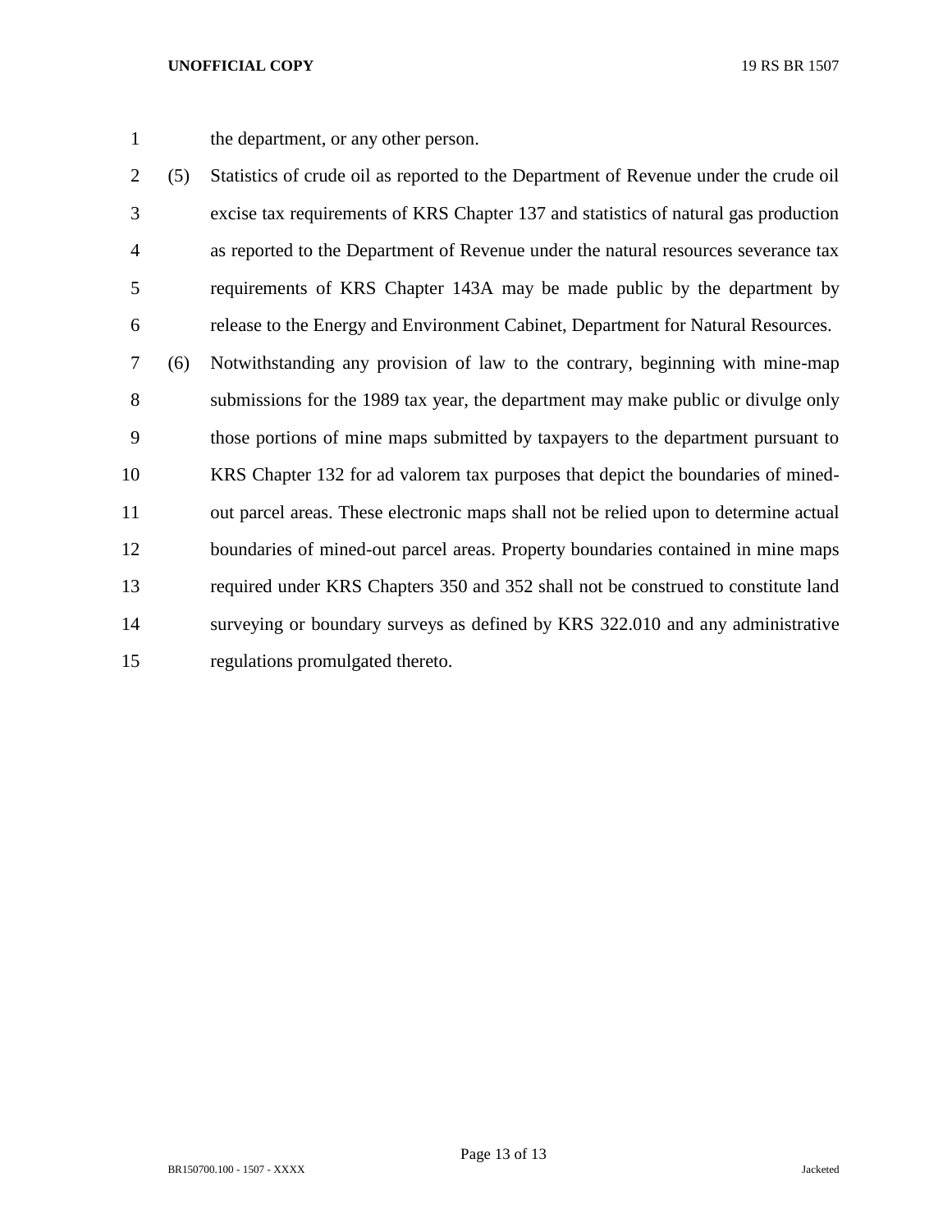the department, or any other person.

(5) Statistics of crude oil as reported to the Department of Revenue under the crude oil excise tax requirements of KRS Chapter 137 and statistics of natural gas production as reported to the Department of Revenue under the natural resources severance tax requirements of KRS Chapter 143A may be made public by the department by release to the Energy and Environment Cabinet, Department for Natural Resources.

(6) Notwithstanding any provision of law to the contrary, beginning with mine-map submissions for the 1989 tax year, the department may make public or divulge only those portions of mine maps submitted by taxpayers to the department pursuant to KRS Chapter 132 for ad valorem tax purposes that depict the boundaries of mined-out parcel areas. These electronic maps shall not be relied upon to determine actual boundaries of mined-out parcel areas. Property boundaries contained in mine maps required under KRS Chapters 350 and 352 shall not be construed to constitute land surveying or boundary surveys as defined by KRS 322.010 and any administrative regulations promulgated thereto.